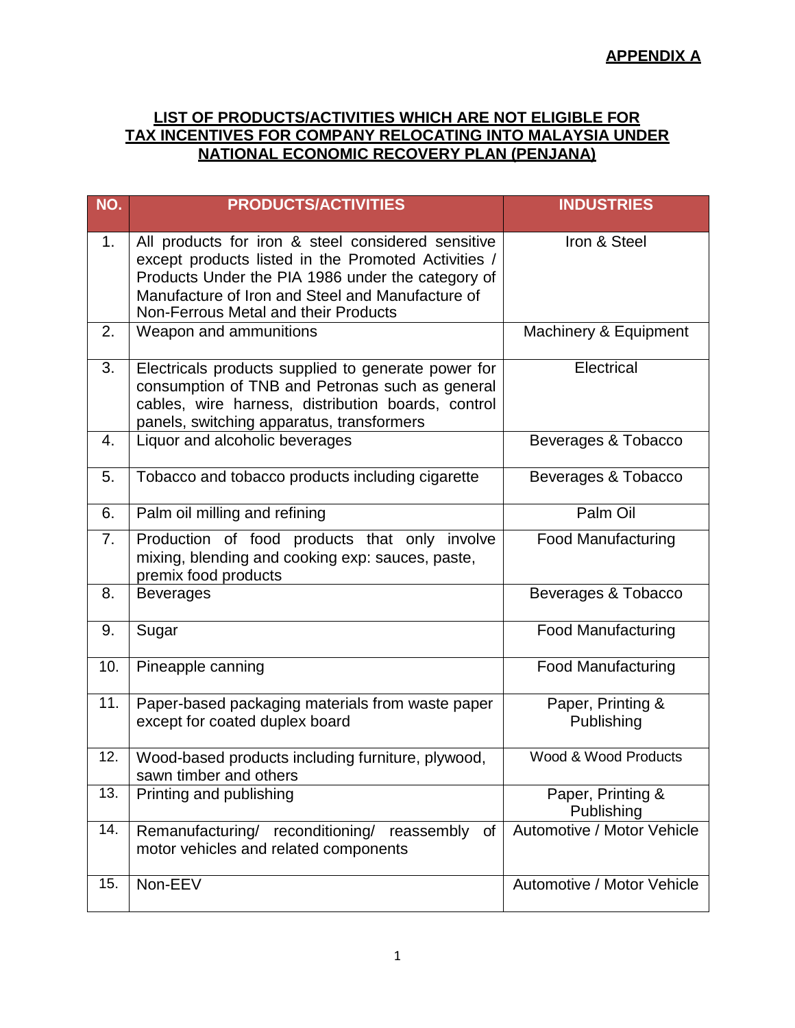**APPENDIX A**

## LIST OF PRODUCTS/ACTIVITIES WHICH ARE NOT ELIGIBLE FOR TAX INCENTIVES FOR COMPANY RELOCATING INTO MALAYSIA UNDER NATIONAL ECONOMIC RECOVERY PLAN (PENJANA)

| NO. | PRODUCTS/ACTIVITIES | INDUSTRIES |
|---|---|---|
| 1. | All products for iron & steel considered sensitive except products listed in the Promoted Activities / Products Under the PIA 1986 under the category of Manufacture of Iron and Steel and Manufacture of Non-Ferrous Metal and their Products | Iron & Steel |
| 2. | Weapon and ammunitions | Machinery & Equipment |
| 3. | Electricals products supplied to generate power for consumption of TNB and Petronas such as general cables, wire harness, distribution boards, control panels, switching apparatus, transformers | Electrical |
| 4. | Liquor and alcoholic beverages | Beverages & Tobacco |
| 5. | Tobacco and tobacco products including cigarette | Beverages & Tobacco |
| 6. | Palm oil milling and refining | Palm Oil |
| 7. | Production of food products that only involve mixing, blending and cooking exp: sauces, paste, premix food products | Food Manufacturing |
| 8. | Beverages | Beverages & Tobacco |
| 9. | Sugar | Food Manufacturing |
| 10. | Pineapple canning | Food Manufacturing |
| 11. | Paper-based packaging materials from waste paper except for coated duplex board | Paper, Printing & Publishing |
| 12. | Wood-based products including furniture, plywood, sawn timber and others | Wood & Wood Products |
| 13. | Printing and publishing | Paper, Printing & Publishing |
| 14. | Remanufacturing/ reconditioning/ reassembly of motor vehicles and related components | Automotive / Motor Vehicle |
| 15. | Non-EEV | Automotive / Motor Vehicle |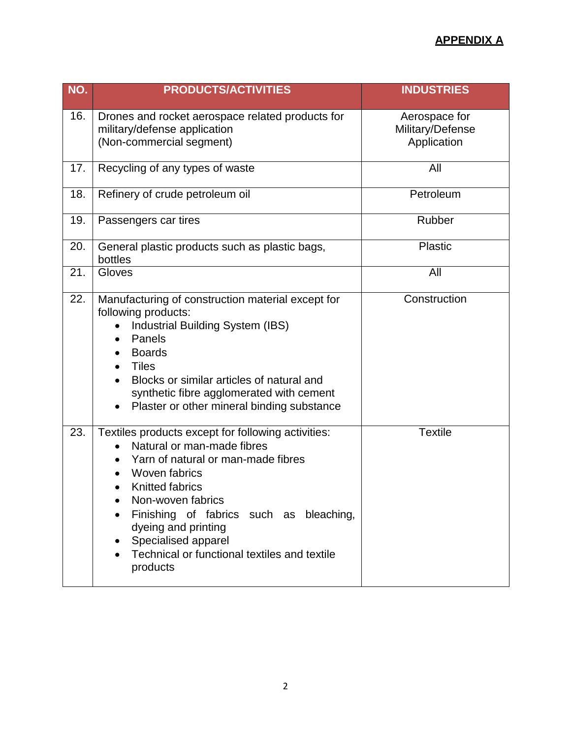**APPENDIX A**

| NO. | PRODUCTS/ACTIVITIES | INDUSTRIES |
|---|---|---|
| 16. | Drones and rocket aerospace related products for military/defense application (Non-commercial segment) | Aerospace for Military/Defense Application |
| 17. | Recycling of any types of waste | All |
| 18. | Refinery of crude petroleum oil | Petroleum |
| 19. | Passengers car tires | Rubber |
| 20. | General plastic products such as plastic bags, bottles | Plastic |
| 21. | Gloves | All |
| 22. | Manufacturing of construction material except for following products:<br>• Industrial Building System (IBS)<br>• Panels<br>• Boards<br>• Tiles<br>• Blocks or similar articles of natural and synthetic fibre agglomerated with cement<br>• Plaster or other mineral binding substance | Construction |
| 23. | Textiles products except for following activities:<br>• Natural or man-made fibres<br>• Yarn of natural or man-made fibres<br>• Woven fabrics<br>• Knitted fabrics<br>• Non-woven fabrics<br>• Finishing of fabrics such as bleaching, dyeing and printing<br>• Specialised apparel<br>• Technical or functional textiles and textile products | Textile |